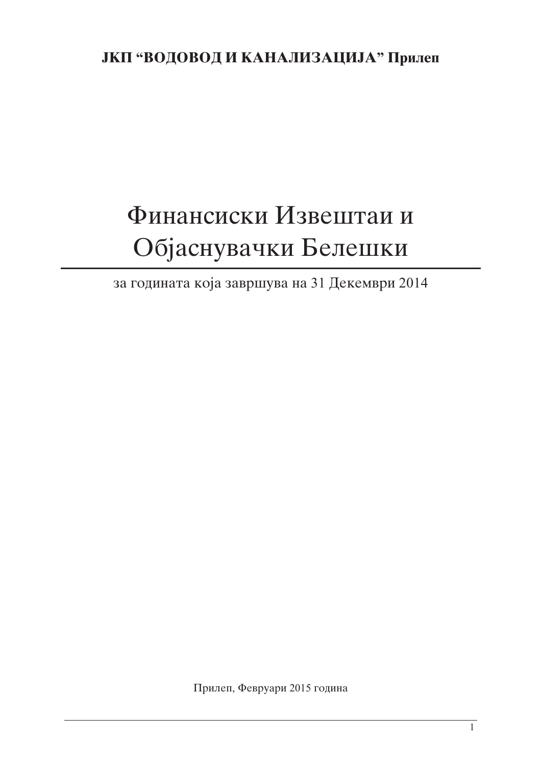**ЈКП "ВОДОВОД И КАНАЛИЗАЦИЈА" Прилеп**

# Финансиски Извештаи и Објаснувачки Белешки

за годината која завршува на 31 Декември 2014

Прилеп, Февруари 2015 година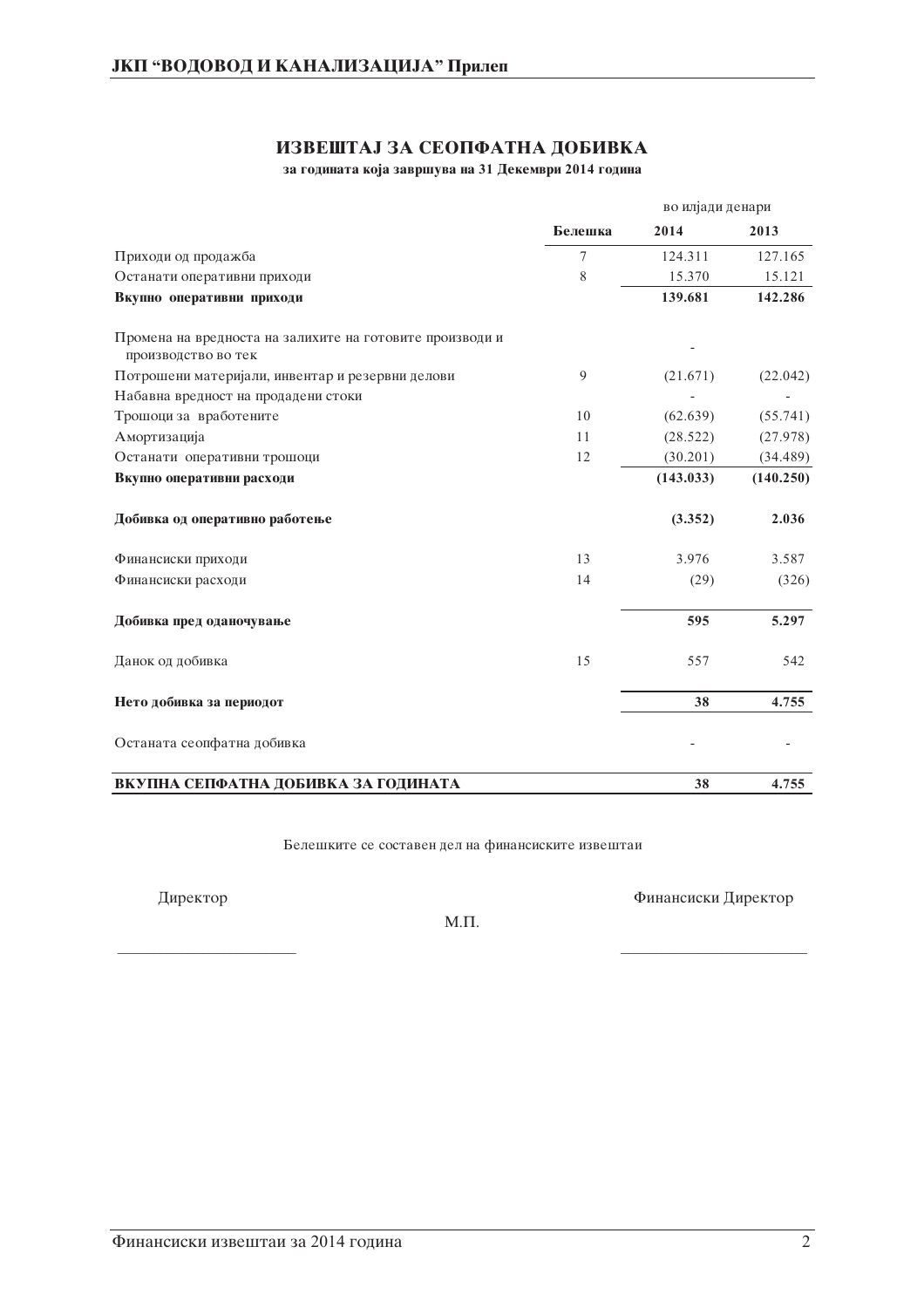# ИЗВЕШТАЈ ЗА СЕОПФАТНА ДОБИВКА

**за годината која завршува на 31 Декември 2014 година**

| | | во илјади денари | |
|---|---|---|---|
| | **Белешка** | **2014** | **2013** |
| Приходи од продажба | 7 | 124.311 | 127.165 |
| Останати оперативни приходи | 8 | 15.370 | 15.121 |
| **Вкупно оперативни приходи** | | **139.681** | **142.286** |
| Промена на вредноста на залихите на готовите производи и производство во тек | | - | |
| Потрошени материјали, инвентар и резервни делови | 9 | (21.671) | (22.042) |
| Набавна вредност на продадени стоки | | - | - |
| Трошоци за вработените | 10 | (62.639) | (55.741) |
| Амортизација | 11 | (28.522) | (27.978) |
| Останати оперативни трошоци | 12 | (30.201) | (34.489) |
| **Вкупно оперативни расходи** | | **(143.033)** | **(140.250)** |
| **Добивка од оперативно работење** | | **(3.352)** | **2.036** |
| Финансиски приходи | 13 | 3.976 | 3.587 |
| Финансиски расходи | 14 | (29) | (326) |
| **Добивка пред оданочување** | | **595** | **5.297** |
| Данок од добивка | 15 | 557 | 542 |
| **Нето добивка за периодот** | | **38** | **4.755** |
| Останата сеопфатна добивка | | - | - |
| **ВКУПНА СЕПФАТНА ДОБИВКА ЗА ГОДИНАТА** | | **38** | **4.755** |

Белешките се составен дел на финансиските извештаи

Директор &nbsp;&nbsp;&nbsp;&nbsp;&nbsp;&nbsp;&nbsp;&nbsp;&nbsp;&nbsp;&nbsp;&nbsp;&nbsp;&nbsp;&nbsp;&nbsp;&nbsp;&nbsp;&nbsp;&nbsp; Финансиски Директор

М.П.

_______________________ &nbsp;&nbsp;&nbsp;&nbsp;&nbsp;&nbsp;&nbsp;&nbsp;&nbsp;&nbsp; _______________________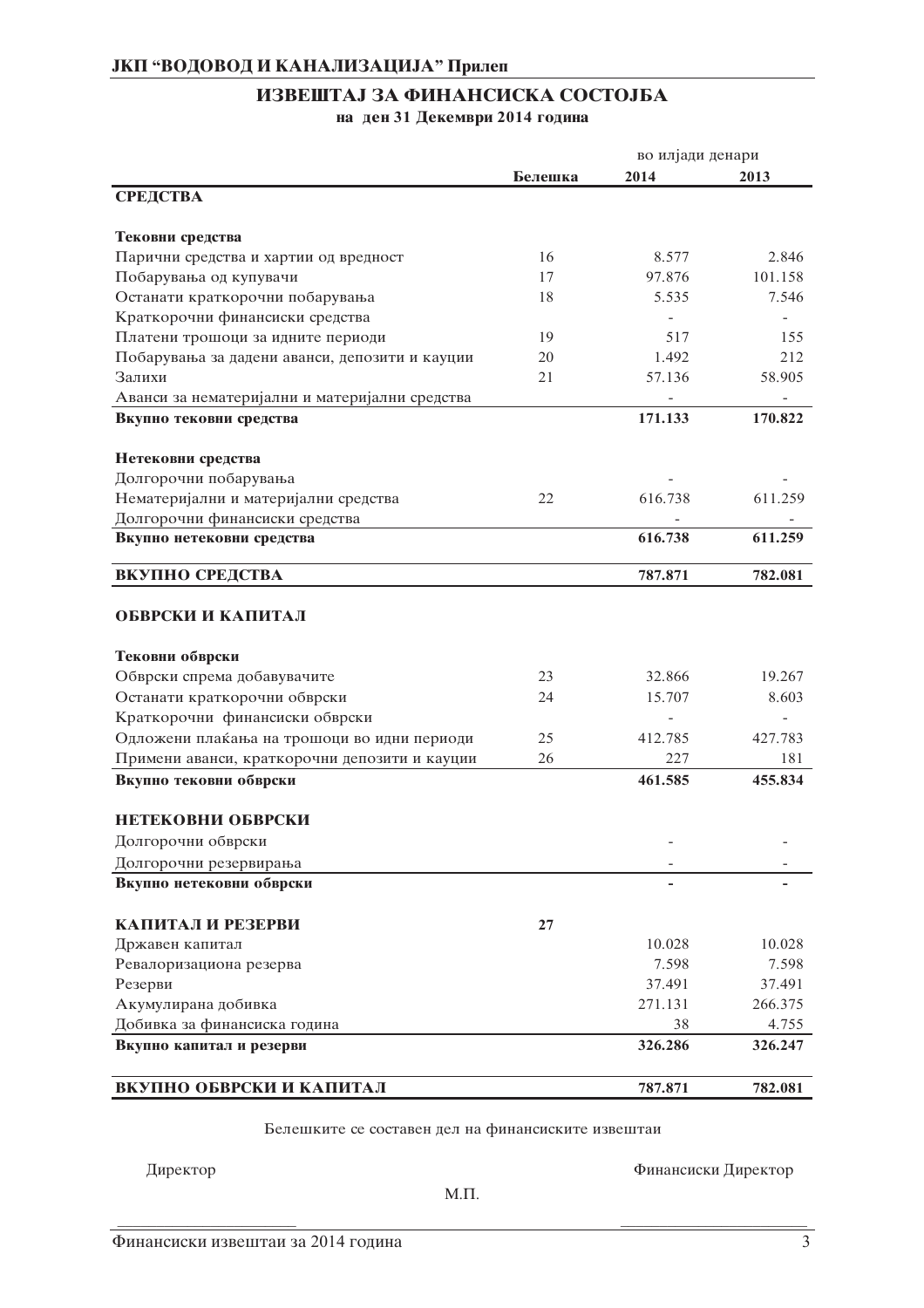**ЈКП "ВОДОВОД И КАНАЛИЗАЦИЈА" Прилеп**

# ИЗВЕШТАЈ ЗА ФИНАНСИСКА СОСТОЈБА

**на ден 31 Декември 2014 година**

| | Белешка | во илјади денари 2014 | 2013 |
|---|---|---|---|
| **СРЕДСТВА** | | | |
| | | | |
| **Тековни средства** | | | |
| Парични средства и хартии од вредност | 16 | 8.577 | 2.846 |
| Побарувања од купувачи | 17 | 97.876 | 101.158 |
| Останати краткорочни побарувања | 18 | 5.535 | 7.546 |
| Краткорочни финансиски средства | | - | - |
| Платени трошоци за идните периоди | 19 | 517 | 155 |
| Побарувања за дадени аванси, депозити и кауции | 20 | 1.492 | 212 |
| Залихи | 21 | 57.136 | 58.905 |
| Аванси за нематеријални и материјални средства | | - | - |
| **Вкупно тековни средства** | | **171.133** | **170.822** |
| | | | |
| **Нетековни средства** | | | |
| Долгорочни побарувања | | - | - |
| Нематеријални и материјални средства | 22 | 616.738 | 611.259 |
| Долгорочни финансиски средства | | - | - |
| **Вкупно нетековни средства** | | **616.738** | **611.259** |
| | | | |
| **ВКУПНО СРЕДСТВА** | | **787.871** | **782.081** |
| | | | |
| **ОБВРСКИ И КАПИТАЛ** | | | |
| | | | |
| **Тековни обврски** | | | |
| Обврски спрема добавувачите | 23 | 32.866 | 19.267 |
| Останати краткорочни обврски | 24 | 15.707 | 8.603 |
| Краткорочни финансиски обврски | | - | - |
| Одложени плаќања на трошоци во идни периоди | 25 | 412.785 | 427.783 |
| Примени аванси, краткорочни депозити и кауции | 26 | 227 | 181 |
| **Вкупно тековни обврски** | | **461.585** | **455.834** |
| | | | |
| **НЕТЕКОВНИ ОБВРСКИ** | | | |
| Долгорочни обврски | | - | - |
| Долгорочни резервирања | | - | - |
| **Вкупно нетековни обврски** | | **-** | **-** |
| | | | |
| **КАПИТАЛ И РЕЗЕРВИ** | **27** | | |
| Државен капитал | | 10.028 | 10.028 |
| Ревалоризациона резерва | | 7.598 | 7.598 |
| Резерви | | 37.491 | 37.491 |
| Акумулирана добивка | | 271.131 | 266.375 |
| Добивка за финансиска година | | 38 | 4.755 |
| **Вкупно капитал и резерви** | | **326.286** | **326.247** |
| | | | |
| **ВКУПНО ОБВРСКИ И КАПИТАЛ** | | **787.871** | **782.081** |

Белешките се составен дел на финансиските извештаи

Директор — М.П. — Финансиски Директор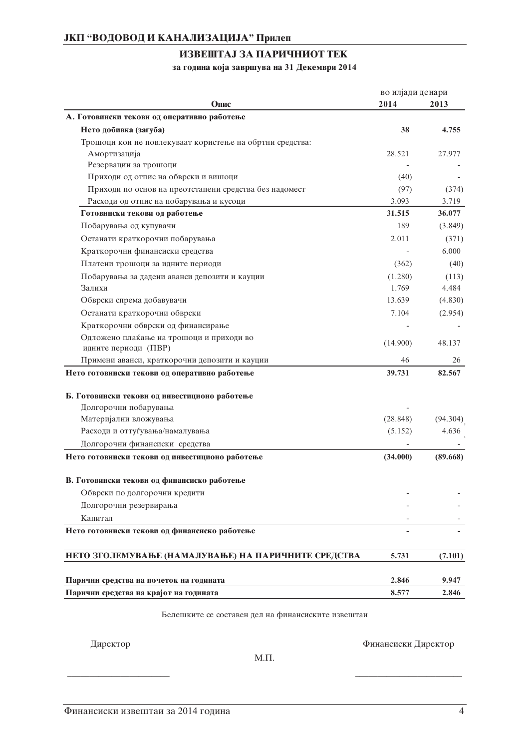**ЈКП "ВОДОВОД И КАНАЛИЗАЦИЈА" Прилеп**

## ИЗВЕШТАЈ ЗА ПАРИЧНИОТ ТЕК

**за година која завршува на 31 Декември 2014**

| Опис | 2014 | 2013 |
|---|---|---|
| | во илјади денари | |
| **А. Готовински текови од оперативно работење** | | |
| **Нето добивка (загуба)** | **38** | **4.755** |
| Трошоци кои не повлекуваат користење на обртни средства: | | |
| Амортизација | 28.521 | 27.977 |
| Резервации за трошоци | - | - |
| Приходи од отпис на обврски и вишоци | (40) | - |
| Приходи по основ на преотстапени средства без надомест | (97) | (374) |
| Расходи од отпис на побарувања и кусоци | 3.093 | 3.719 |
| **Готовински текови од работење** | **31.515** | **36.077** |
| Побарувања од купувачи | 189 | (3.849) |
| Останати краткорочни побарувања | 2.011 | (371) |
| Краткорочни финансиски средства | - | 6.000 |
| Платени трошоци за идните периоди | (362) | (40) |
| Побарувања за дадени аванси депозити и кауции | (1.280) | (113) |
| Залихи | 1.769 | 4.484 |
| Обврски спрема добавувачи | 13.639 | (4.830) |
| Останати краткорочни обврски | 7.104 | (2.954) |
| Краткорочни обврски од финансирање | - | - |
| Одложено плаќање на трошоци и приходи во идните периоди (ПВР) | (14.900) | 48.137 |
| Примени аванси, краткорочни депозити и кауции | 46 | 26 |
| **Нето готовински текови од оперативно работење** | **39.731** | **82.567** |
| | | |
| **Б. Готовински текови од инвестиционо работење** | | |
| Долгорочни побарувања | - | |
| Материјални вложувања | (28.848) | (94.304) |
| Расходи и оттуѓувања/намалувања | (5.152) | 4.636 |
| Долгорочни финансиски средства | - | - |
| **Нето готовински текови од инвестиционо работење** | **(34.000)** | **(89.668)** |
| | | |
| **В. Готовински текови од финансиско работење** | | |
| Обврски по долгорочни кредити | - | - |
| Долгорочни резервирања | - | - |
| Капитал | - | - |
| **Нето готовински текови од финансиско работење** | **-** | **-** |
| | | |
| **НЕТО ЗГОЛЕМУВАЊЕ (НАМАЛУВАЊЕ) НА ПАРИЧНИТЕ СРЕДСТВА** | **5.731** | **(7.101)** |
| | | |
| **Парични средства на почеток на годината** | **2.846** | **9.947** |
| **Парични средства на крајот на годината** | **8.577** | **2.846** |

Белешките се составен дел на финансиските извештаи

Директор

Финансиски Директор

М.П.

\_\_\_\_\_\_\_\_\_\_\_\_\_\_\_\_\_\_\_\_\_\_ \_\_\_\_\_\_\_\_\_\_\_\_\_\_\_\_\_\_\_\_\_\_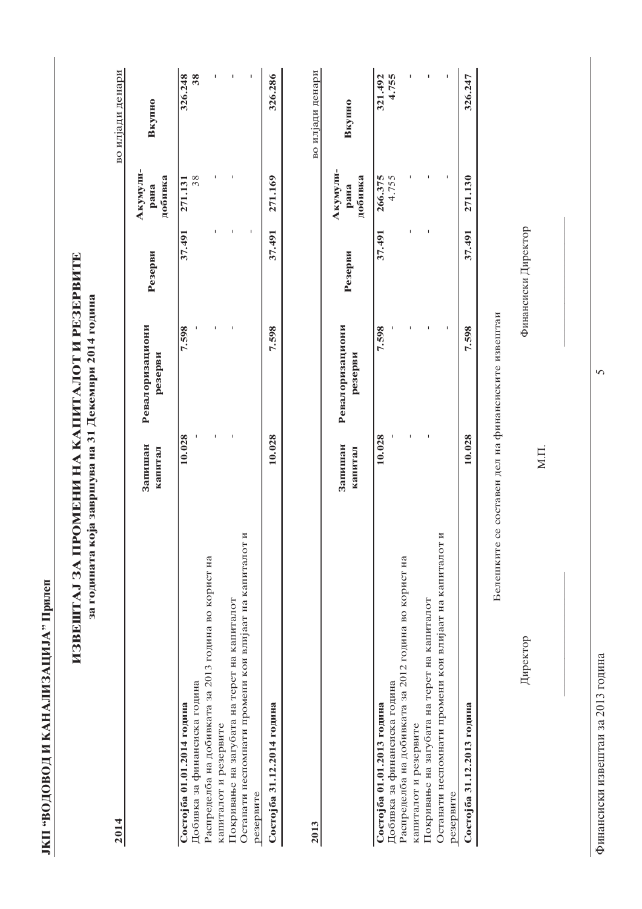**ЈКП "ВОДОВОД И КАНАЛИЗАЦИЈА" Прилеп**

# ИЗВЕШТАЈ ЗА ПРОМЕНИ НА КАПИТАЛОТ И РЕЗЕРВИТЕ

**за годината која завршува на 31 Декември 2014 година**

**2014**

во илјади денари

| | Запишан капитал | Ревалоризациони резерви | Резерви | Акумулирана добивка | Вкупно |
|---|---|---|---|---|---|
| **Состојба 01.01.2014 година** | **10.028** | **7.598** | **37.491** | **271.131** | **326.248** |
| Добивка за финансиска година | - | - | - | 38 | **38** |
| Распределба на добивката за 2013 година во корист на капиталот и резервите | - | - | - | - | - |
| Покривање на загубата на терет на капиталот | - | - | - | - | - |
| Останати несомнати промени кои влијаат на капиталот и резервите | | | - | | - |
| **Состојба 31.12.2014 година** | **10.028** | **7.598** | **37.491** | **271.169** | **326.286** |

**2013**

во илјади денари

| | Запишан капитал | Ревалоризациони резерви | Резерви | Акумулирана добивка | Вкупно |
|---|---|---|---|---|---|
| **Состојба 01.01.2013 година** | **10.028** | **7.598** | **37.491** | **266.375** | **321.492** |
| Добивка за финансиска година | - | - | - | 4.755 | **4.755** |
| Распределба на добивката за 2012 година во корист на капиталот и резервите | - | - | - | - | - |
| Покривање на загубата на терет на капиталот | - | - | - | - | - |
| Останати несомнати промени кои влијаат на капиталот и резервите | | - | | - | - |
| **Состојба 31.12.2013 година** | **10.028** | **7.598** | **37.491** | **271.130** | **326.247** |

Белешките се составен дел на финансиските извештаи

Директор

М.П.

Финансиски Директор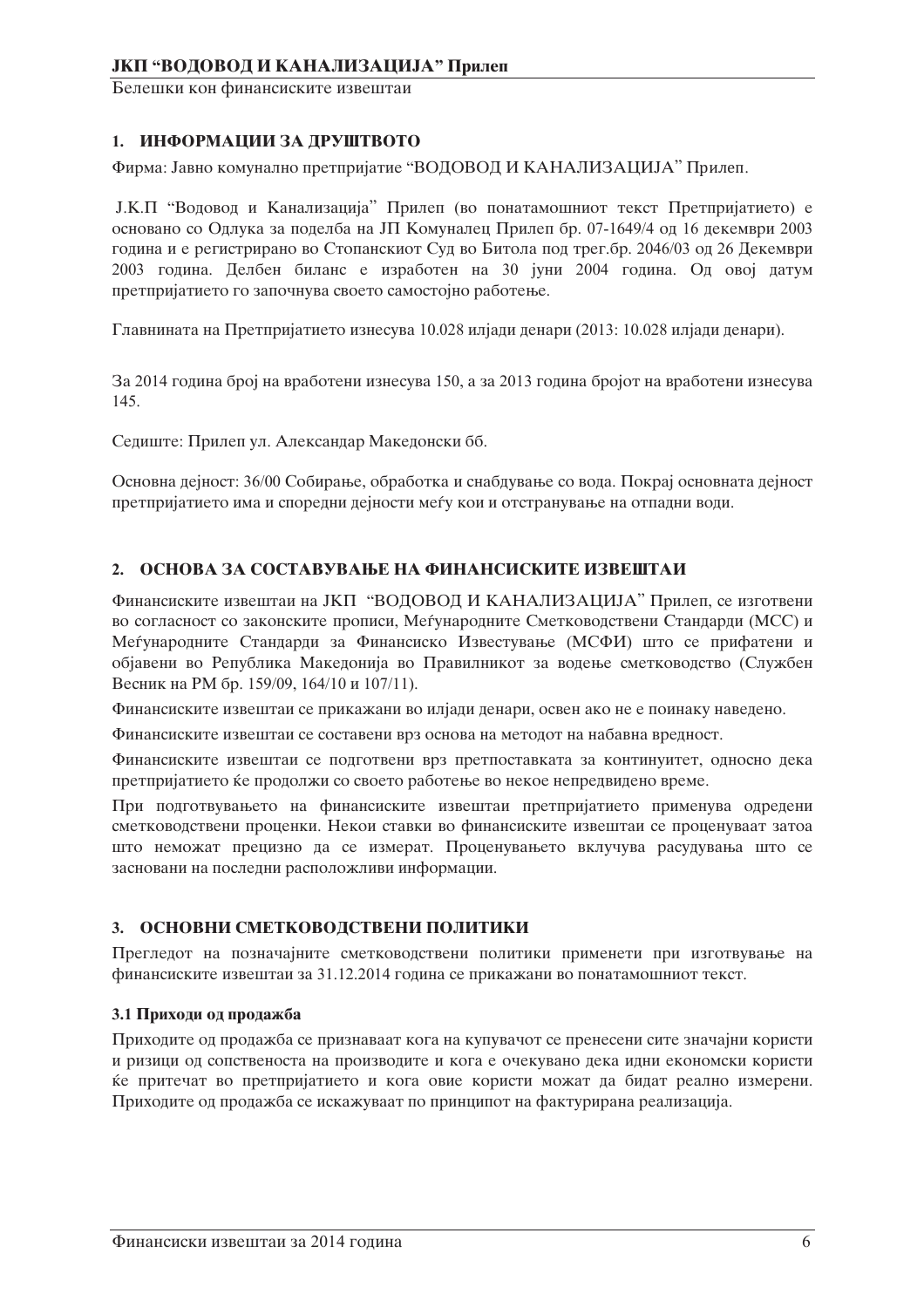## 1. ИНФОРМАЦИИ ЗА ДРУШТВОТО

Фирма: Јавно комунално претпријатие "ВОДОВОД И КАНАЛИЗАЦИЈА" Прилеп.

Ј.К.П "Водовод и Канализација" Прилеп (во понатамошниот текст Претпријатието) е основано со Одлука за поделба на ЈП Комуналец Прилеп бр. 07-1649/4 од 16 декември 2003 година и е регистрирано во Стопанскиот Суд во Битола под трег.бр. 2046/03 од 26 Декември 2003 година. Делбен биланс е изработен на 30 јуни 2004 година. Од овој датум претпријатието го започнува своето самостојно работење.

Главнината на Претпријатието изнесува 10.028 илјади денари (2013: 10.028 илјади денари).

За 2014 година број на вработени изнесува 150, а за 2013 година бројот на вработени изнесува 145.

Седиште: Прилеп ул. Александар Македонски бб.

Основна дејност: 36/00 Собирање, обработка и снабдување со вода. Покрај основната дејност претпријатието има и споредни дејности меѓу кои и отстранување на отпадни води.

## 2. ОСНОВА ЗА СОСТАВУВАЊЕ НА ФИНАНСИСКИТЕ ИЗВЕШТАИ

Финансиските извештаи на ЈКП "ВОДОВОД И КАНАЛИЗАЦИЈА" Прилеп, се изготвени во согласност со законските прописи, Меѓународните Сметководствени Стандарди (МСС) и Меѓународните Стандарди за Финансиско Известување (МСФИ) што се прифатени и објавени во Република Македонија во Правилникот за водење сметководство (Службен Весник на РМ бр. 159/09, 164/10 и 107/11).

Финансиските извештаи се прикажани во илјади денари, освен ако не е поинаку наведено.

Финансиските извештаи се составени врз основа на методот на набавна вредност.

Финансиските извештаи се подготвени врз претпоставката за континуитет, односно дека претпријатието ќе продолжи со своето работење во некое непредвидено време.

При подготвувањето на финансиските извештаи претпријатието применува одредени сметководствени проценки. Некои ставки во финансиските извештаи се проценуваат затоа што неможат прецизно да се измерат. Проценувањето вклучува расудувања што се засновани на последни расположливи информации.

## 3. ОСНОВНИ СМЕТКОВОДСТВЕНИ ПОЛИТИКИ

Прегледот на позначајните сметководствени политики применети при изготвување на финансиските извештаи за 31.12.2014 година се прикажани во понатамошниот текст.

### 3.1 Приходи од продажба

Приходите од продажба се признаваат кога на купувачот се пренесени сите значајни користи и ризици од сопственоста на производите и кога е очекувано дека идни економски користи ќе притечат во претпријатието и кога овие користи можат да бидат реално измерени. Приходите од продажба се искажуваат по принципот на фактурирана реализација.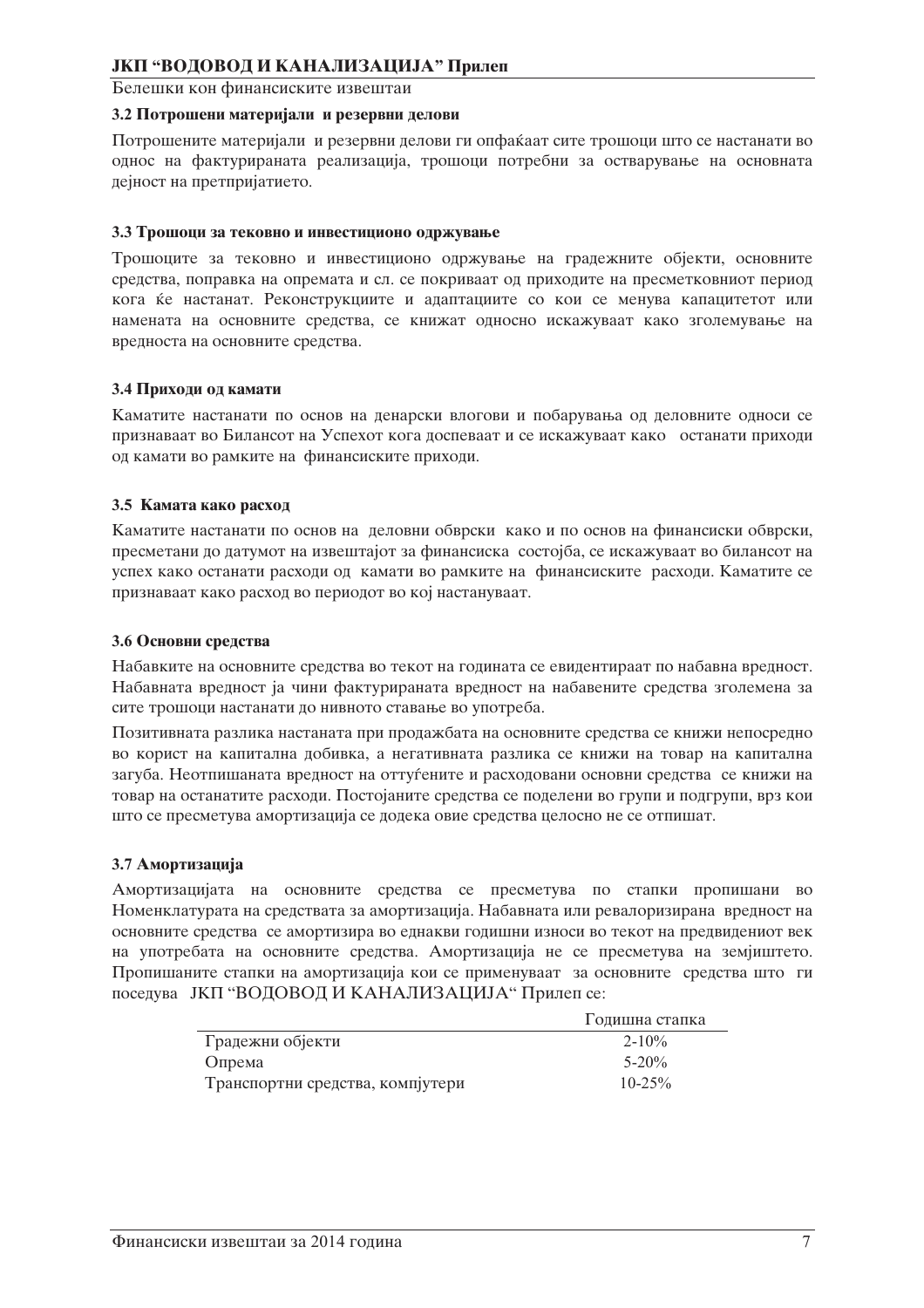### 3.2 Потрошени материјали и резервни делови

Потрошените материјали и резервни делови ги опфаќаат сите трошоци што се настанати во однос на фактурираната реализација, трошоци потребни за остварување на основната дејност на претпријатието.

### 3.3 Трошоци за тековно и инвестиционо одржување

Трошоците за тековно и инвестиционо одржување на градежните објекти, основните средства, поправка на опремата и сл. се покриваат од приходите на пресметковниот период кога ќе настанат. Реконструкциите и адаптациите со кои се менува капацитетот или намената на основните средства, се книжат односно искажуваат како зголемување на вредноста на основните средства.

### 3.4 Приходи од камати

Каматите настанати по основ на денарски влогови и побарувања од деловните односи се признаваат во Билансот на Успехот кога доспеваат и се искажуваат како останати приходи од камати во рамките на финансиските приходи.

### 3.5 Камата како расход

Каматите настанати по основ на деловни обврски како и по основ на финансиски обврски, пресметани до датумот на извештајот за финансиска состојба, се искажуваат во билансот на успех како останати расходи од камати во рамките на финансиските расходи. Каматите се признаваат како расход во периодот во кој настануваат.

### 3.6 Основни средства

Набавките на основните средства во текот на годината се евидентираат по набавна вредност. Набавната вредност ја чини фактурираната вредност на набавените средства зголемена за сите трошоци настанати до нивното ставање во употреба.

Позитивната разлика настаната при продажбата на основните средства се книжи непосредно во корист на капитална добивка, а негативната разлика се книжи на товар на капитална загуба. Неотпишаната вредност на оттуѓените и расходовани основни средства се книжи на товар на останатите расходи. Постојаните средства се поделени во групи и подгрупи, врз кои што се пресметува амортизација се додека овие средства целосно не се отпишат.

### 3.7 Амортизација

Амортизацијата на основните средства се пресметува по стапки пропишани во Номенклатурата на средствата за амортизација. Набавната или ревалоризирана вредност на основните средства се амортизира во еднакви годишни износи во текот на предвидениот век на употребата на основните средства. Амортизација не се пресметува на земјиштето. Пропишаните стапки на амортизација кои се применуваат за основните средства што ги поседува ЈКП "ВОДОВОД И КАНАЛИЗАЦИЈА" Прилеп се:

| | Годишна стапка |
|---|---|
| Градежни објекти | 2-10% |
| Опрема | 5-20% |
| Транспортни средства, компјутери | 10-25% |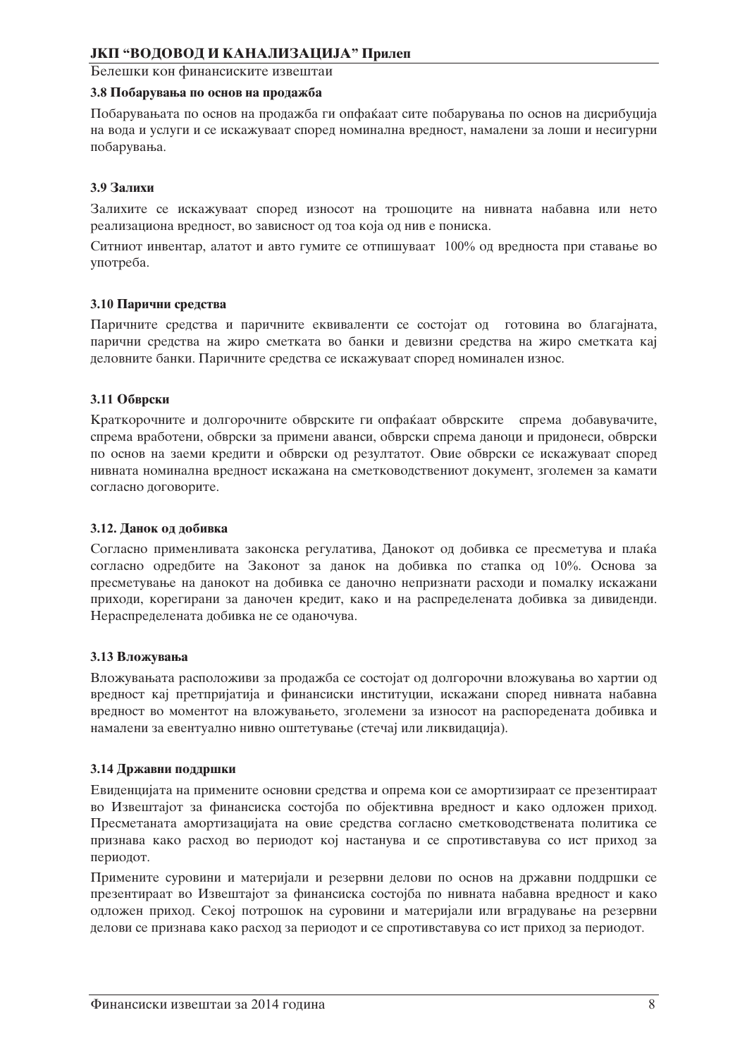### 3.8 Побарувања по основ на продажба

Побарувањата по основ на продажба ги опфаќаат сите побарувања по основ на дисрибуција на вода и услуги и се искажуваат според номинална вредност, намалени за лоши и несигурни побарувања.

### 3.9 Залихи

Залихите се искажуваат според износот на трошоците на нивната набавна или нето реализациона вредност, во зависност од тоа која од нив е пониска.

Ситниот инвентар, алатот и авто гумите се отпишуваат 100% од вредноста при ставање во употреба.

### 3.10 Парични средства

Паричните средства и паричните еквиваленти се состојат од готовина во благајната, парични средства на жиро сметката во банки и девизни средства на жиро сметката кај деловните банки. Паричните средства се искажуваат според номинален износ.

### 3.11 Обврски

Краткорочните и долгорочните обврските ги опфаќаат обврските спрема добавувачите, спрема вработени, обврски за примени аванси, обврски спрема даноци и придонеси, обврски по основ на заеми кредити и обврски од резултатот. Овие обврски се искажуваат според нивната номинална вредност искажана на сметководствениот документ, зголемен за камати согласно договорите.

### 3.12. Данок од добивка

Согласно применливата законска регулатива, Данокот од добивка се пресметува и плаќа согласно одредбите на Законот за данок на добивка по стапка од 10%. Основа за пресметување на данокот на добивка се даночно непризнати расходи и помалку искажани приходи, корегирани за даночен кредит, како и на распределената добивка за дивиденди. Нераспределената добивка не се оданочува.

### 3.13 Вложувања

Вложувањата расположиви за продажба се состојат од долгорочни вложувања во хартии од вредност кај претпријатија и финансиски институции, искажани според нивната набавна вредност во моментот на вложувањето, зголемени за износот на распоредената добивка и намалени за евентуално нивно оштетување (стечај или ликвидација).

### 3.14 Државни поддршки

Евиденцијата на примените основни средства и опрема кои се амортизираат се презентираат во Извештајот за финансиска состојба по објективна вредност и како одложен приход. Пресметаната амортизацијата на овие средства согласно сметководствената политика се признава како расход во периодот кој настанува и се спротивставува со ист приход за периодот.

Примените суровини и материјали и резервни делови по основ на државни поддршки се презентираат во Извештајот за финансиска состојба по нивната набавна вредност и како одложен приход. Секој потрошок на суровини и материјали или вградување на резервни делови се признава како расход за периодот и се спротивставува со ист приход за периодот.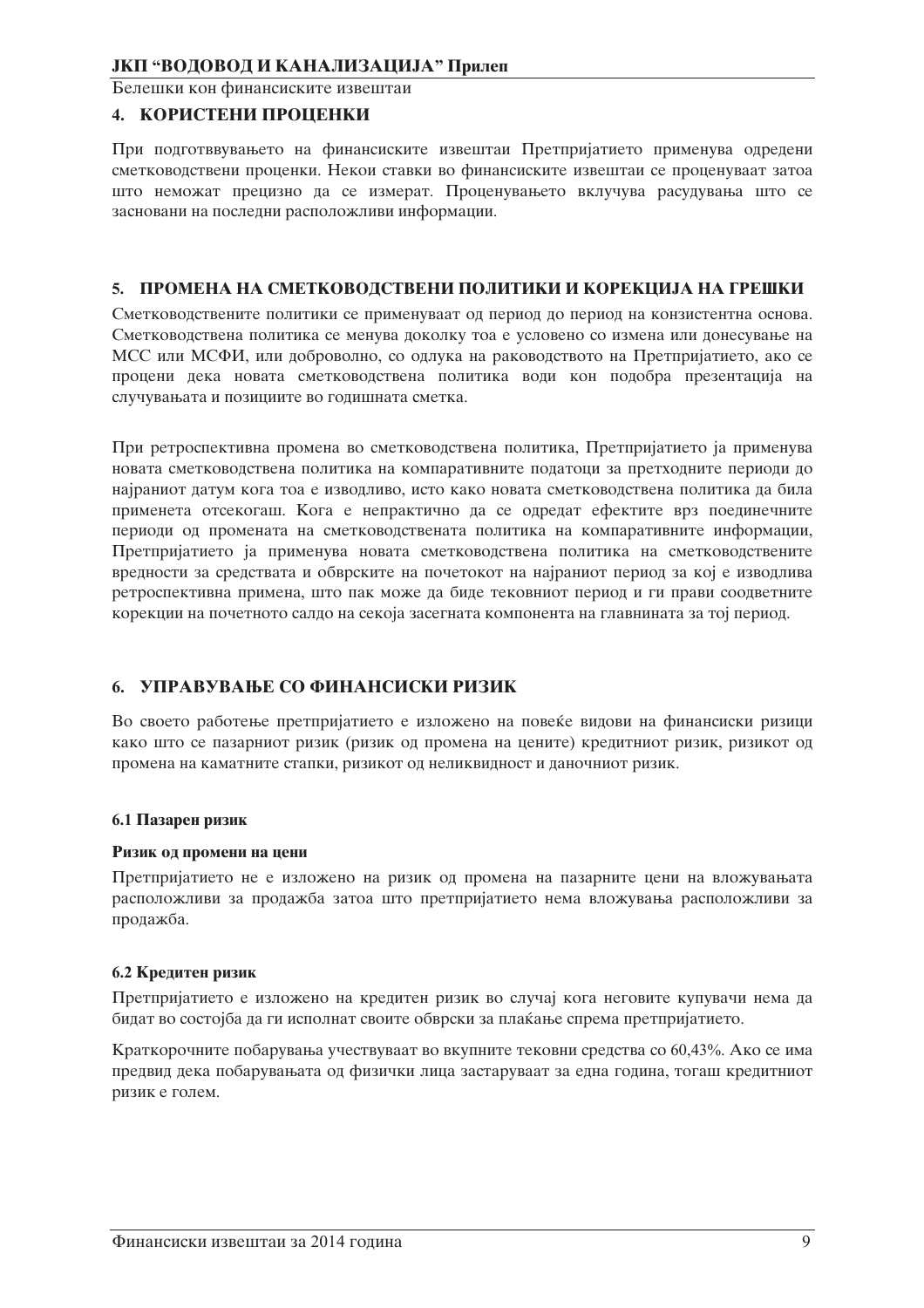## 4. КОРИСТЕНИ ПРОЦЕНКИ

При подготвувањето на финансиските извештаи Претпријатието применува одредени сметководствени проценки. Некои ставки во финансиските извештаи се проценуваат затоа што неможат прецизно да се измерат. Проценувањето вклучува расудувања што се засновани на последни расположливи информации.

## 5. ПРОМЕНА НА СМЕТКОВОДСТВЕНИ ПОЛИТИКИ И КОРЕКЦИЈА НА ГРЕШКИ

Сметководствените политики се применуваат од период до период на конзистентна основа. Сметководствена политика се менува доколку тоа е условено со измена или донесување на МСС или МСФИ, или доброволно, со одлука на раководството на Претпријатието, ако се процени дека новата сметководствена политика води кон подобра презентација на случувањата и позициите во годишната сметка.

При ретроспективна промена во сметководствена политика, Претпријатието ја применува новата сметководствена политика на компаративните податоци за претходните периоди до најраниот датум кога тоа е изводливо, исто како новата сметководствена политика да била применета отсекогаш. Кога е непрактично да се одредат ефектите врз поединечните периоди од промената на сметководствената политика на компаративните информации, Претпријатието ја применува новата сметководствена политика на сметководствените вредности за средствата и обврските на почетокот на најраниот период за кој е изводлива ретроспективна примена, што пак може да биде тековниот период и ги прави соодветните корекции на почетното салдо на секоја засегната компонента на главнината за тој период.

## 6. УПРАВУВАЊЕ СО ФИНАНСИСКИ РИЗИК

Во своето работење претпријатието е изложено на повеќе видови на финансиски ризици како што се пазарниот ризик (ризик од промена на цените) кредитниот ризик, ризикот од промена на каматните стапки, ризикот од неликвидност и даночниот ризик.

### 6.1 Пазарен ризик

**Ризик од промени на цени**

Претпријатието не е изложено на ризик од промена на пазарните цени на вложувањата расположливи за продажба затоа што претпријатието нема вложувања расположливи за продажба.

### 6.2 Кредитен ризик

Претпријатието е изложено на кредитен ризик во случај кога неговите купувачи нема да бидат во состојба да ги исполнат своите обврски за плаќање спрема претпријатието.

Краткорочните побарувања учествуваат во вкупните тековни средства со 60,43%. Ако се има предвид дека побарувањата од физички лица застаруваат за една година, тогаш кредитниот ризик е голем.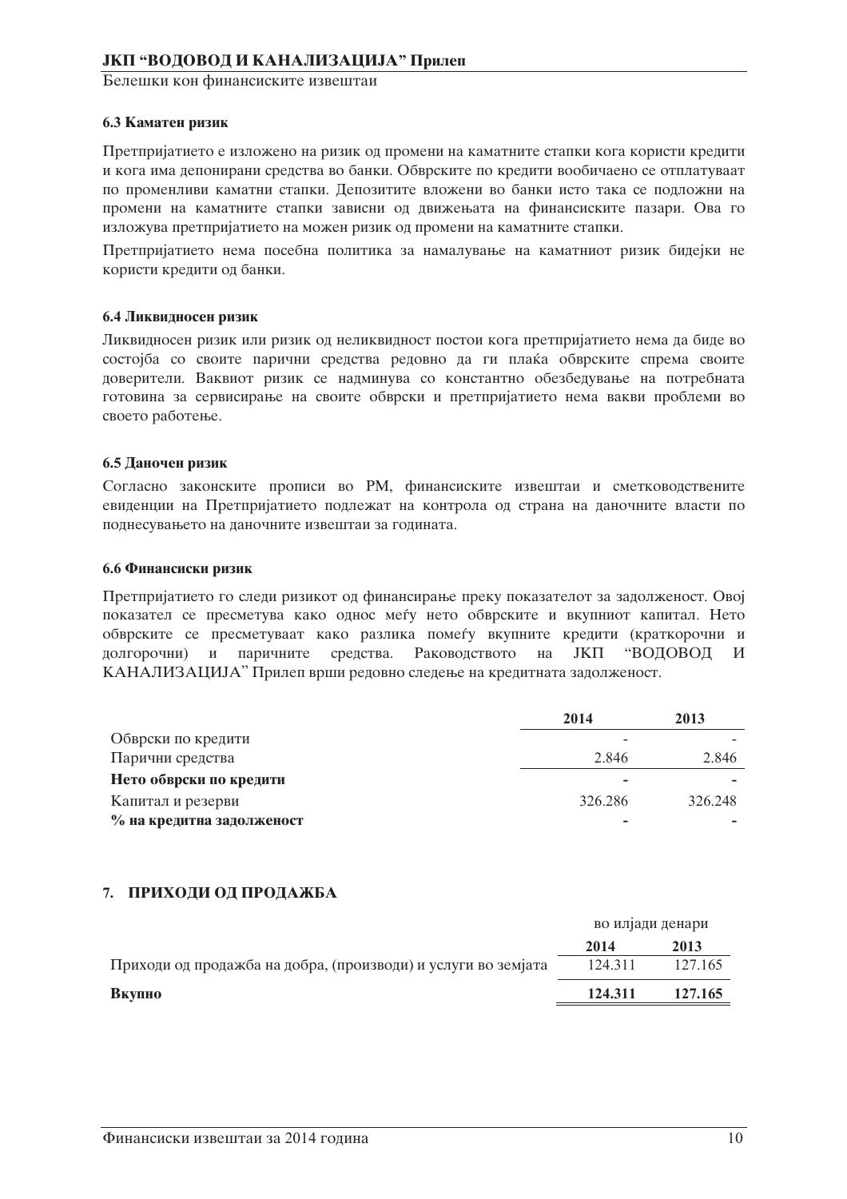### 6.3 Каматен ризик

Претпријатието е изложено на ризик од промени на каматните стапки кога користи кредити и кога има депонирани средства во банки. Обврските по кредити вообичаено се отплатуваат по променливи каматни стапки. Депозитите вложени во банки исто така се подложни на промени на каматните стапки зависни од движењата на финансиските пазари. Ова го изложува претпријатието на можен ризик од промени на каматните стапки.

Претпријатието нема посебна политика за намалување на каматниот ризик бидејќи не користи кредити од банки.

### 6.4 Ликвидносен ризик

Ликвидносен ризик или ризик од неликвидност постои кога претпријатието нема да биде во состојба со своите парични средства редовно да ги плаќа обврските спрема своите доверители. Ваквиот ризик се надминува со константно обезбедување на потребната готовина за сервисирање на своите обврски и претпријатието нема вакви проблеми во своето работење.

### 6.5 Даночен ризик

Согласно законските прописи во РМ, финансиските извештаи и сметководствените евиденции на Претпријатието подлежат на контрола од страна на даночните власти по поднесувањето на даночните извештаи за годината.

### 6.6 Финансиски ризик

Претпријатието го следи ризикот од финансирање преку показателот за задолженост. Овој показател се пресметува како однос меѓу нето обврските и вкупниот капитал. Нето обврските се пресметуваат како разлика помеѓу вкупните кредити (краткорочни и долгорочни) и паричните средства. Раководството на ЈКП "ВОДОВОД И КАНАЛИЗАЦИЈА" Прилеп врши редовно следење на кредитната задолженост.

| | 2014 | 2013 |
|---|---|---|
| Обврски по кредити | - | - |
| Парични средства | 2.846 | 2.846 |
| **Нето обврски по кредити** | **-** | **-** |
| Капитал и резерви | 326.286 | 326.248 |
| **% на кредитна задолженост** | **-** | **-** |

## 7. ПРИХОДИ ОД ПРОДАЖБА

| | во илјади денари | |
|---|---|---|
| | **2014** | **2013** |
| Приходи од продажба на добра, (производи) и услуги во земјата | 124.311 | 127.165 |
| **Вкупно** | **124.311** | **127.165** |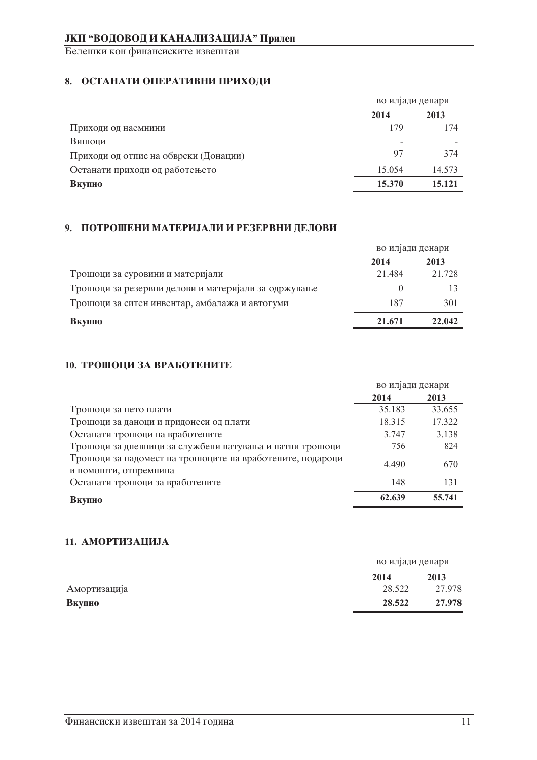## 8. ОСТАНАТИ ОПЕРАТИВНИ ПРИХОДИ

| | во илјади денари | |
|---|---|---|
| | **2014** | **2013** |
| Приходи од наемнини | 179 | 174 |
| Вишоци | - | - |
| Приходи од отпис на обврски (Донации) | 97 | 374 |
| Останати приходи од работењето | 15.054 | 14.573 |
| **Вкупно** | **15.370** | **15.121** |

## 9. ПОТРОШЕНИ МАТЕРИЈАЛИ И РЕЗЕРВНИ ДЕЛОВИ

| | во илјади денари | |
|---|---|---|
| | **2014** | **2013** |
| Трошоци за суровини и материјали | 21.484 | 21.728 |
| Трошоци за резервни делови и материјали за одржување | 0 | 13 |
| Трошоци за ситен инвентар, амбалажа и автогуми | 187 | 301 |
| **Вкупно** | **21.671** | **22.042** |

## 10. ТРОШОЦИ ЗА ВРАБОТЕНИТЕ

| | во илјади денари | |
|---|---|---|
| | **2014** | **2013** |
| Трошоци за нето плати | 35.183 | 33.655 |
| Трошоци за даноци и придонеси од плати | 18.315 | 17.322 |
| Останати трошоци на вработените | 3.747 | 3.138 |
| Трошоци за дневници за службени патувања и патни трошоци | 756 | 824 |
| Трошоци за надомест на трошоците на вработените, подароци и помошти, отпремнина | 4.490 | 670 |
| Останати трошоци за вработените | 148 | 131 |
| **Вкупно** | **62.639** | **55.741** |

## 11. АМОРТИЗАЦИЈА

| | во илјади денари | |
|---|---|---|
| | **2014** | **2013** |
| Амортизација | 28.522 | 27.978 |
| **Вкупно** | **28.522** | **27.978** |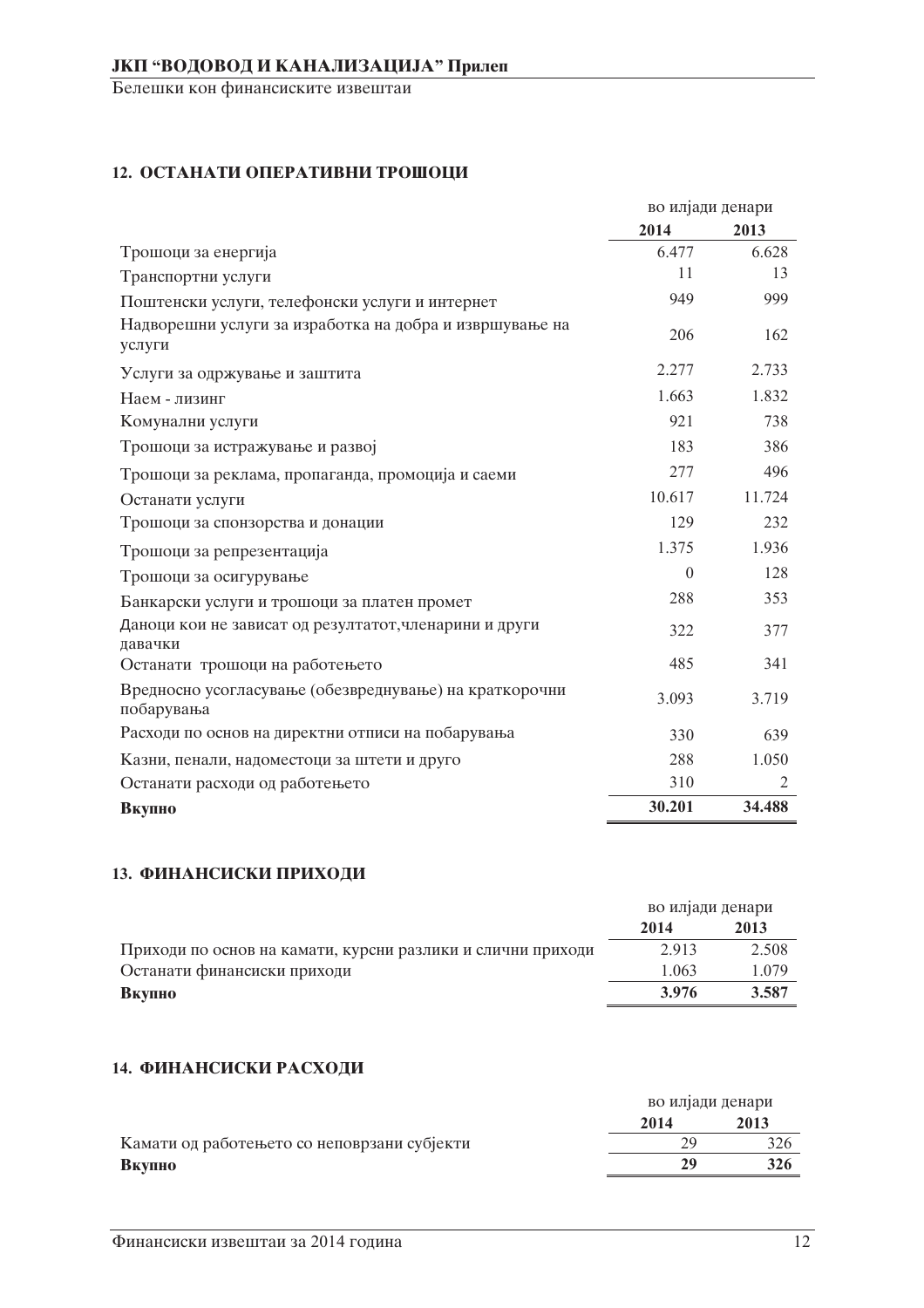## 12. ОСТАНАТИ ОПЕРАТИВНИ ТРОШОЦИ

| | во илјади денари | |
|---|---|---|
| | **2014** | **2013** |
| Трошоци за енергија | 6.477 | 6.628 |
| Транспортни услуги | 11 | 13 |
| Поштенски услуги, телефонски услуги и интернет | 949 | 999 |
| Надворешни услуги за изработка на добра и извршување на услуги | 206 | 162 |
| Услуги за одржување и заштита | 2.277 | 2.733 |
| Наем - лизинг | 1.663 | 1.832 |
| Комунални услуги | 921 | 738 |
| Трошоци за истражување и развој | 183 | 386 |
| Трошоци за реклама, пропаганда, промоција и саеми | 277 | 496 |
| Останати услуги | 10.617 | 11.724 |
| Трошоци за спонзорства и донации | 129 | 232 |
| Трошоци за репрезентација | 1.375 | 1.936 |
| Трошоци за осигурување | 0 | 128 |
| Банкарски услуги и трошоци за платен промет | 288 | 353 |
| Даноци кои не зависат од резултатот,членарини и други давачки | 322 | 377 |
| Останати трошоци на работењето | 485 | 341 |
| Вредносно усогласување (обезвреднување) на краткорочни побарувања | 3.093 | 3.719 |
| Расходи по основ на директни отписи на побарувања | 330 | 639 |
| Казни, пенали, надоместоци за штети и друго | 288 | 1.050 |
| Останати расходи од работењето | 310 | 2 |
| **Вкупно** | **30.201** | **34.488** |

## 13. ФИНАНСИСКИ ПРИХОДИ

| | во илјади денари | |
|---|---|---|
| | **2014** | **2013** |
| Приходи по основ на камати, курсни разлики и слични приходи | 2.913 | 2.508 |
| Останати финансиски приходи | 1.063 | 1.079 |
| **Вкупно** | **3.976** | **3.587** |

## 14. ФИНАНСИСКИ РАСХОДИ

| | во илјади денари | |
|---|---|---|
| | **2014** | **2013** |
| Камати од работењето со неповрзани субјекти | 29 | 326 |
| **Вкупно** | **29** | **326** |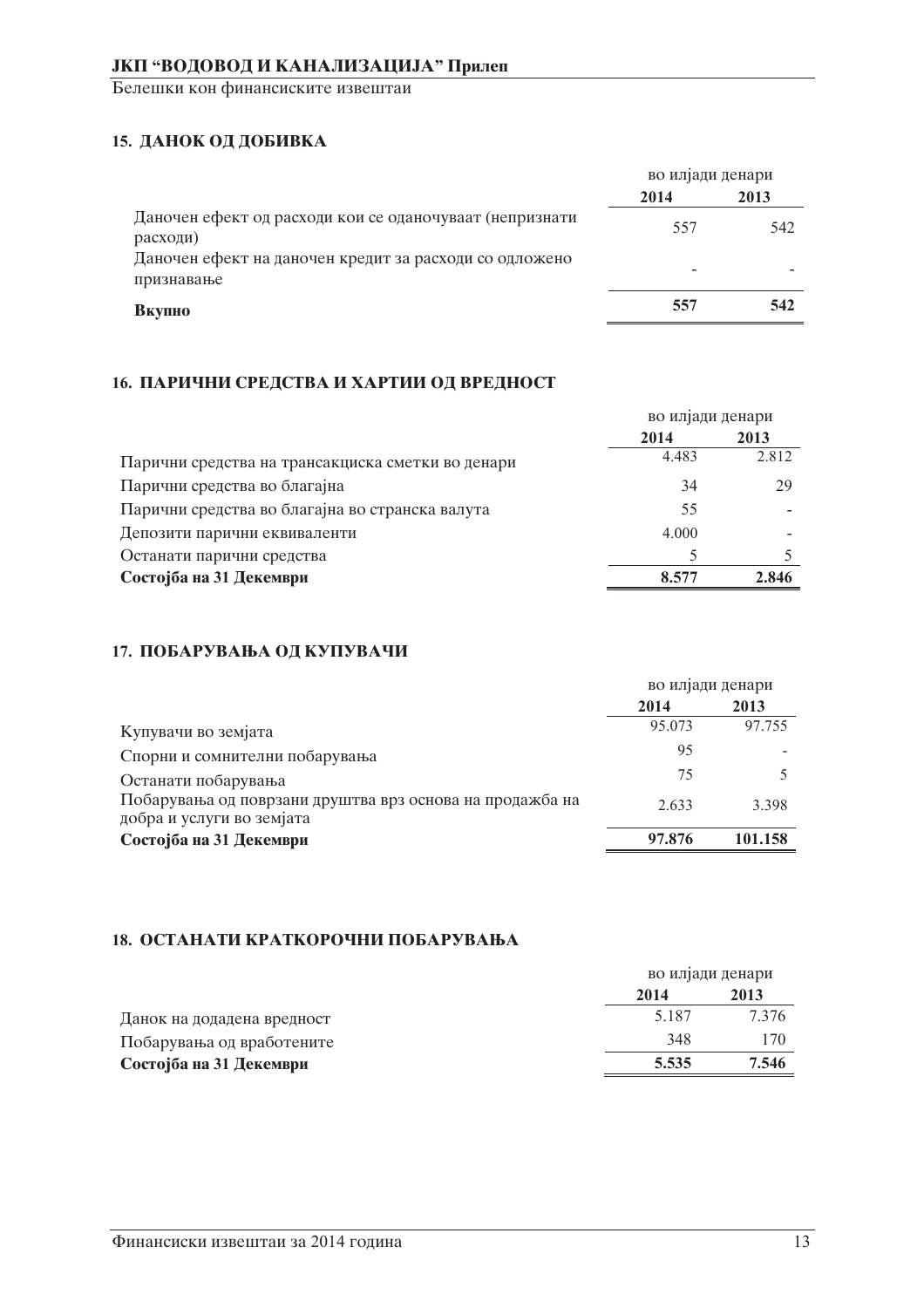## 15. ДАНОК ОД ДОБИВКА

| | во илјади денари | |
|---|---|---|
| | **2014** | **2013** |
| Даночен ефект од расходи кои се оданочуваат (непризнати расходи) | 557 | 542 |
| Даночен ефект на даночен кредит за расходи со одложено признавање | - | - |
| **Вкупно** | **557** | **542** |

## 16. ПАРИЧНИ СРЕДСТВА И ХАРТИИ ОД ВРЕДНОСТ

| | во илјади денари | |
|---|---|---|
| | **2014** | **2013** |
| Парични средства на трансакциска сметки во денари | 4.483 | 2.812 |
| Парични средства во благајна | 34 | 29 |
| Парични средства во благајна во странска валута | 55 | - |
| Депозити парични еквиваленти | 4.000 | - |
| Останати парични средства | 5 | 5 |
| **Состојба на 31 Декември** | **8.577** | **2.846** |

## 17. ПОБАРУВАЊА ОД КУПУВАЧИ

| | во илјади денари | |
|---|---|---|
| | **2014** | **2013** |
| Купувачи во земјата | 95.073 | 97.755 |
| Спорни и сомнителни побарувања | 95 | - |
| Останати побарувања | 75 | 5 |
| Побарувања од поврзани друштва врз основа на продажба на добра и услуги во земјата | 2.633 | 3.398 |
| **Состојба на 31 Декември** | **97.876** | **101.158** |

## 18. ОСТАНАТИ КРАТКОРОЧНИ ПОБАРУВАЊА

| | во илјади денари | |
|---|---|---|
| | **2014** | **2013** |
| Данок на додадена вредност | 5.187 | 7.376 |
| Побарувања од вработените | 348 | 170 |
| **Состојба на 31 Декември** | **5.535** | **7.546** |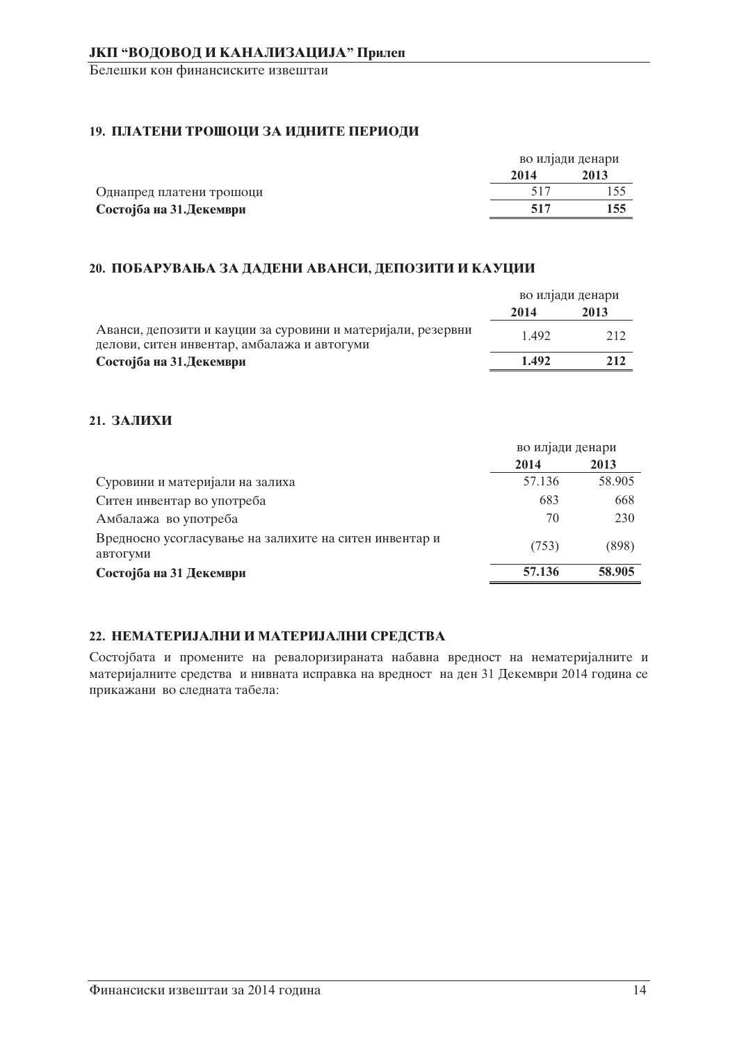## 19. ПЛАТЕНИ ТРОШОЦИ ЗА ИДНИТЕ ПЕРИОДИ

| | во илјади денари | |
|---|---|---|
| | **2014** | **2013** |
| Однапред платени трошоци | 517 | 155 |
| **Состојба на 31.Декември** | **517** | **155** |

## 20. ПОБАРУВАЊА ЗА ДАДЕНИ АВАНСИ, ДЕПОЗИТИ И КАУЦИИ

| | во илјади денари | |
|---|---|---|
| | **2014** | **2013** |
| Аванси, депозити и кауции за суровини и материјали, резервни делови, ситен инвентар, амбалажа и автогуми | 1.492 | 212 |
| **Состојба на 31.Декември** | **1.492** | **212** |

## 21. ЗАЛИХИ

| | во илјади денари | |
|---|---|---|
| | **2014** | **2013** |
| Суровини и материјали на залиха | 57.136 | 58.905 |
| Ситен инвентар во употреба | 683 | 668 |
| Амбалажа во употреба | 70 | 230 |
| Вредносно усогласување на залихите на ситен инвентар и автогуми | (753) | (898) |
| **Состојба на 31 Декември** | **57.136** | **58.905** |

## 22. НЕМАТЕРИЈАЛНИ И МАТЕРИЈАЛНИ СРЕДСТВА

Состојбата и промените на ревалоризираната набавна вредност на нематеријалните и материјалните средства и нивната исправка на вредност на ден 31 Декември 2014 година се прикажани во следната табела: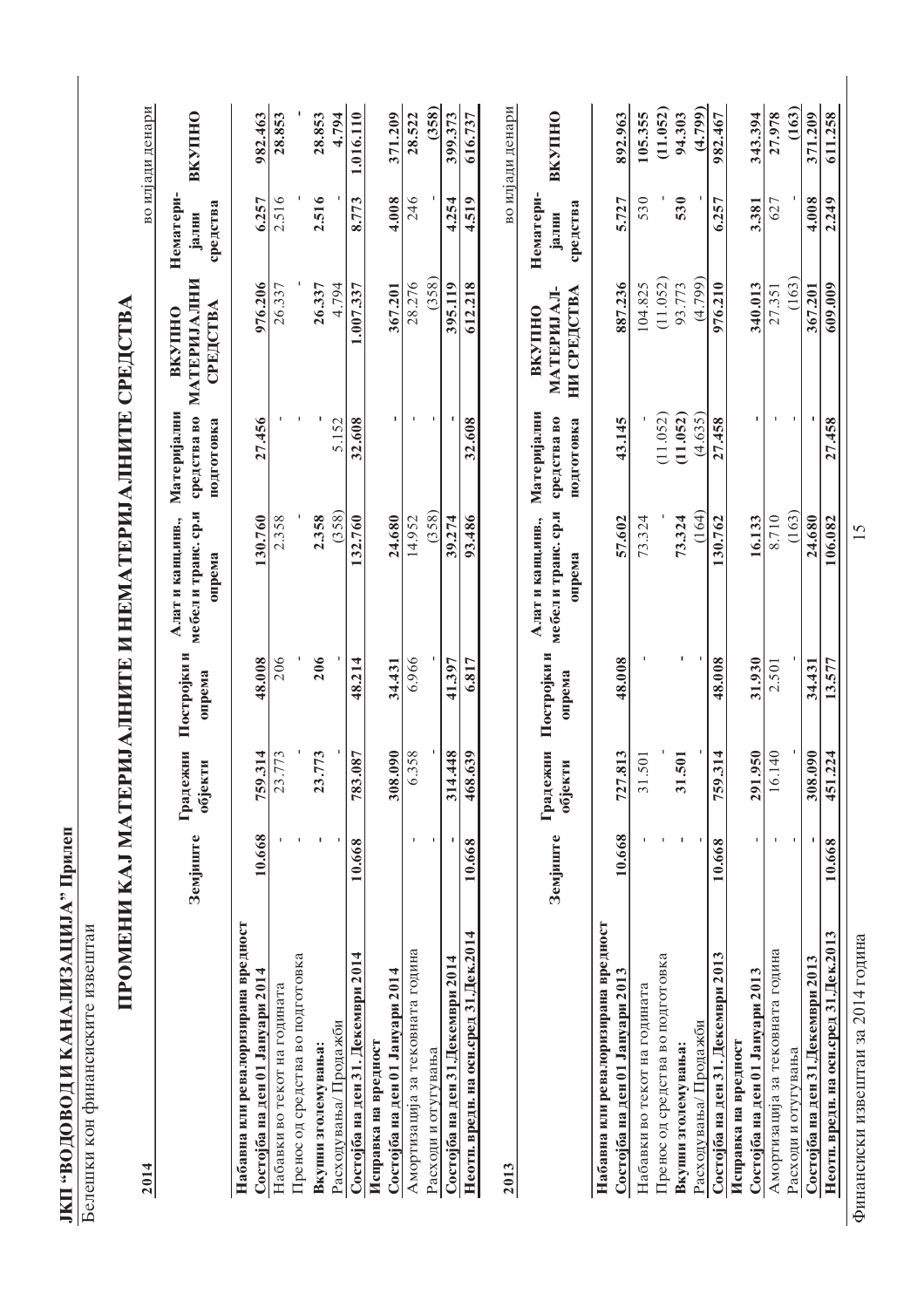# ЈКП "ВОДОВОД И КАНАЛИЗАЦИЈА" Прилеп

Белешки кон финансиските извештаи

## ПРОМЕНИ КАЈ МАТЕРИЈАЛНИТЕ И НЕМАТЕРИЈАЛНИТЕ СРЕДСТВА

**2014**

во илјади денари

| | Земјиште | Градежни објекти | Постројки и опрема | Алат и канц.инв., мебел и транс. ср.и опрема | Материјални средства во подготовка | ВКУПНО МАТЕРИЈАЛНИ СРЕДСТВА | Нематери-јални средства | ВКУПНО |
|---|---|---|---|---|---|---|---|---|
| **Набавна или ревалоризирана вредност** | | | | | | | | |
| **Состојба на ден 01 Јануари 2014** | **10.668** | **759.314** | **48.008** | **130.760** | **27.456** | **976.206** | **6.257** | **982.463** |
| Набавки во текот на годината | - | 23.773 | 206 | 2.358 | - | 26.337 | 2.516 | 28.853 |
| Пренос од средства во подготовка | - | - | - | - | - | - | - | - |
| **Вкупни зголемувања:** | **-** | **23.773** | **206** | **2.358** | **-** | **26.337** | **2.516** | **28.853** |
| Расходувања/ Продажби | - | - | - | (358) | 5.152 | 4.794 | - | 4.794 |
| **Состојба на ден 31. Декември 2014** | **10.668** | **783.087** | **48.214** | **132.760** | **32.608** | **1.007.337** | **8.773** | **1.016.110** |
| **Исправка на вредност** | | | | | | | | |
| **Состојба на ден 01 Јануари 2014** | | **308.090** | **34.431** | **24.680** | **-** | **367.201** | **4.008** | **371.209** |
| Амортизација за тековната година | - | 6.358 | 6.966 | 14.952 | - | 28.276 | 246 | 28.522 |
| Расходи и отуѓувања | - | - | - | (358) | - | (358) | - | (358) |
| **Состојба на ден 31.Декември 2014** | **-** | **314.448** | **41.397** | **39.274** | **-** | **395.119** | **4.254** | **399.373** |
| **Неотп. вредн. на осн.сред 31.Дек.2014** | **10.668** | **468.639** | **6.817** | **93.486** | **32.608** | **612.218** | **4.519** | **616.737** |

**2013**

во илјади денари

| | Земјиште | Градежни објекти | Постројки и опрема | Алат и канц.инв., мебел и транс. ср.и опрема | Материјални средства во подготовка | ВКУПНО МАТЕРИЈАЛ-НИ СРЕДСТВА | Нематери-јални средства | ВКУПНО |
|---|---|---|---|---|---|---|---|---|
| **Набавна или ревалоризирана вредност** | | | | | | | | |
| **Состојба на ден 01 Јануари 2013** | **10.668** | **727.813** | **48.008** | **57.602** | **43.145** | **887.236** | **5.727** | **892.963** |
| Набавки во текот на годината | - | 31.501 | - | 73.324 | - | 104.825 | 530 | 105.355 |
| Пренос од средства во подготовка | - | - | - | - | (11.052) | (11.052) | - | (11.052) |
| **Вкупни зголемувања:** | **-** | **31.501** | **-** | **73.324** | **(11.052)** | **93.773** | **530** | **94.303** |
| Расходувања/ Продажби | - | - | - | (164) | (4.635) | (4.799) | - | (4.799) |
| **Состојба на ден 31. Декември 2013** | **10.668** | **759.314** | **48.008** | **130.762** | **27.458** | **976.210** | **6.257** | **982.467** |
| **Исправка на вредност** | | | | | | | | |
| **Состојба на ден 01 Јануари 2013** | **-** | **291.950** | **31.930** | **16.133** | **-** | **340.013** | **3.381** | **343.394** |
| Амортизација за тековната година | - | 16.140 | 2.501 | 8.710 | - | 27.351 | 627 | 27.978 |
| Расходи и отуѓувања | - | - | - | (163) | - | (163) | - | (163) |
| **Состојба на ден 31.Декември 2013** | **-** | **308.090** | **34.431** | **24.680** | **-** | **367.201** | **4.008** | **371.209** |
| **Неотп. вредн. на осн.сред 31.Дек.2013** | **10.668** | **451.224** | **13.577** | **106.082** | **27.458** | **609.009** | **2.249** | **611.258** |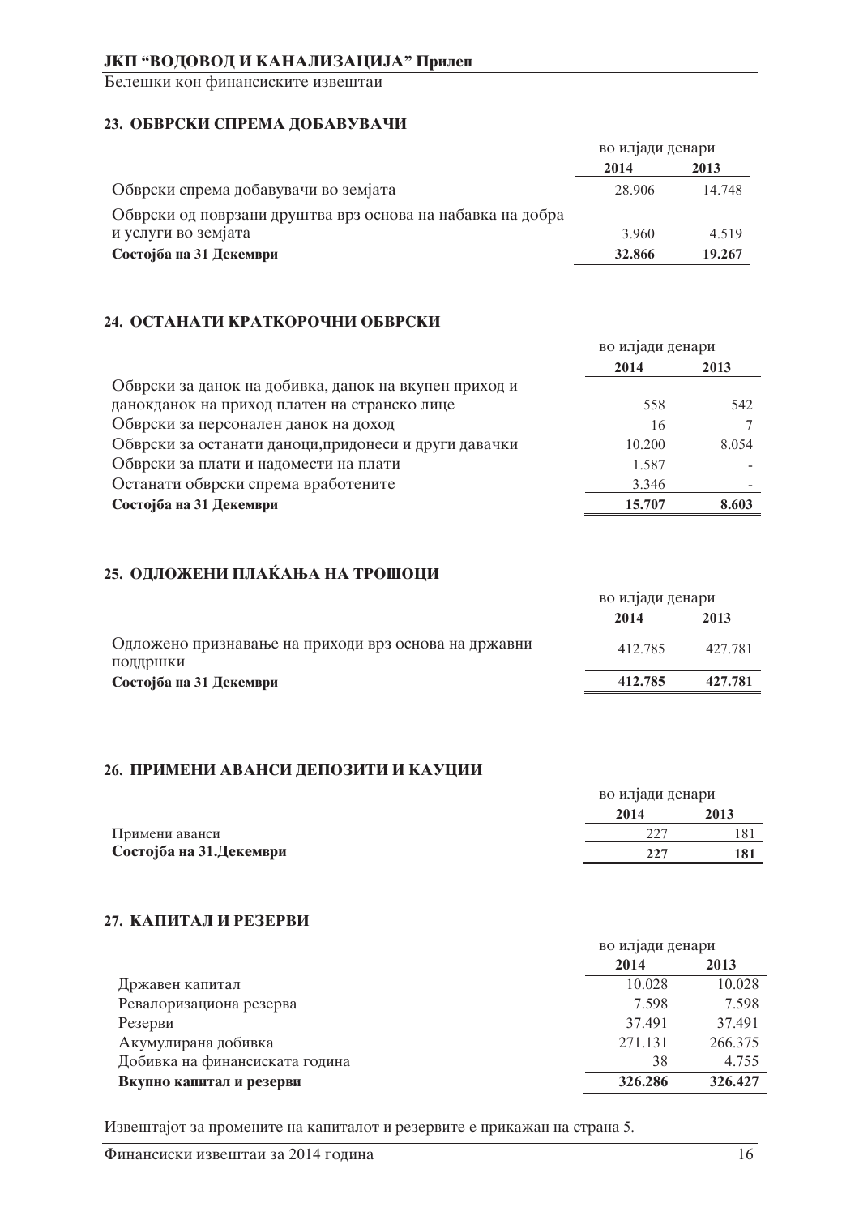## 23. ОБВРСКИ СПРЕМА ДОБАВУВАЧИ

| | во илјади денари | |
|---|---|---|
| | **2014** | **2013** |
| Обврски спрема добавувачи во земјата | 28.906 | 14.748 |
| Обврски од поврзани друштва врз основа на набавка на добра и услуги во земјата | 3.960 | 4.519 |
| **Состојба на 31 Декември** | **32.866** | **19.267** |

## 24. ОСТАНАТИ КРАТКОРОЧНИ ОБВРСКИ

| | во илјади денари | |
|---|---|---|
| | **2014** | **2013** |
| Обврски за данок на добивка, данок на вкупен приход и даноканок на приход платен на странско лице | 558 | 542 |
| Обврски за персонален данок на доход | 16 | 7 |
| Обврски за останати даноци,придонеси и други давачки | 10.200 | 8.054 |
| Обврски за плати и надомести на плати | 1.587 | - |
| Останати обврски спрема вработените | 3.346 | - |
| **Состојба на 31 Декември** | **15.707** | **8.603** |

## 25. ОДЛОЖЕНИ ПЛАЌАЊА НА ТРОШОЦИ

| | во илјади денари | |
|---|---|---|
| | **2014** | **2013** |
| Одложено признавање на приходи врз основа на државни поддршки | 412.785 | 427.781 |
| **Состојба на 31 Декември** | **412.785** | **427.781** |

## 26. ПРИМЕНИ АВАНСИ ДЕПОЗИТИ И КАУЦИИ

| | во илјади денари | |
|---|---|---|
| | **2014** | **2013** |
| Примени аванси | 227 | 181 |
| **Состојба на 31.Декември** | **227** | **181** |

## 27. КАПИТАЛ И РЕЗЕРВИ

| | во илјади денари | |
|---|---|---|
| | **2014** | **2013** |
| Државен капитал | 10.028 | 10.028 |
| Ревалоризациона резерва | 7.598 | 7.598 |
| Резерви | 37.491 | 37.491 |
| Акумулирана добивка | 271.131 | 266.375 |
| Добивка на финансиската година | 38 | 4.755 |
| **Вкупно капитал и резерви** | **326.286** | **326.427** |

Извештајот за промените на капиталот и резервите е прикажан на страна 5.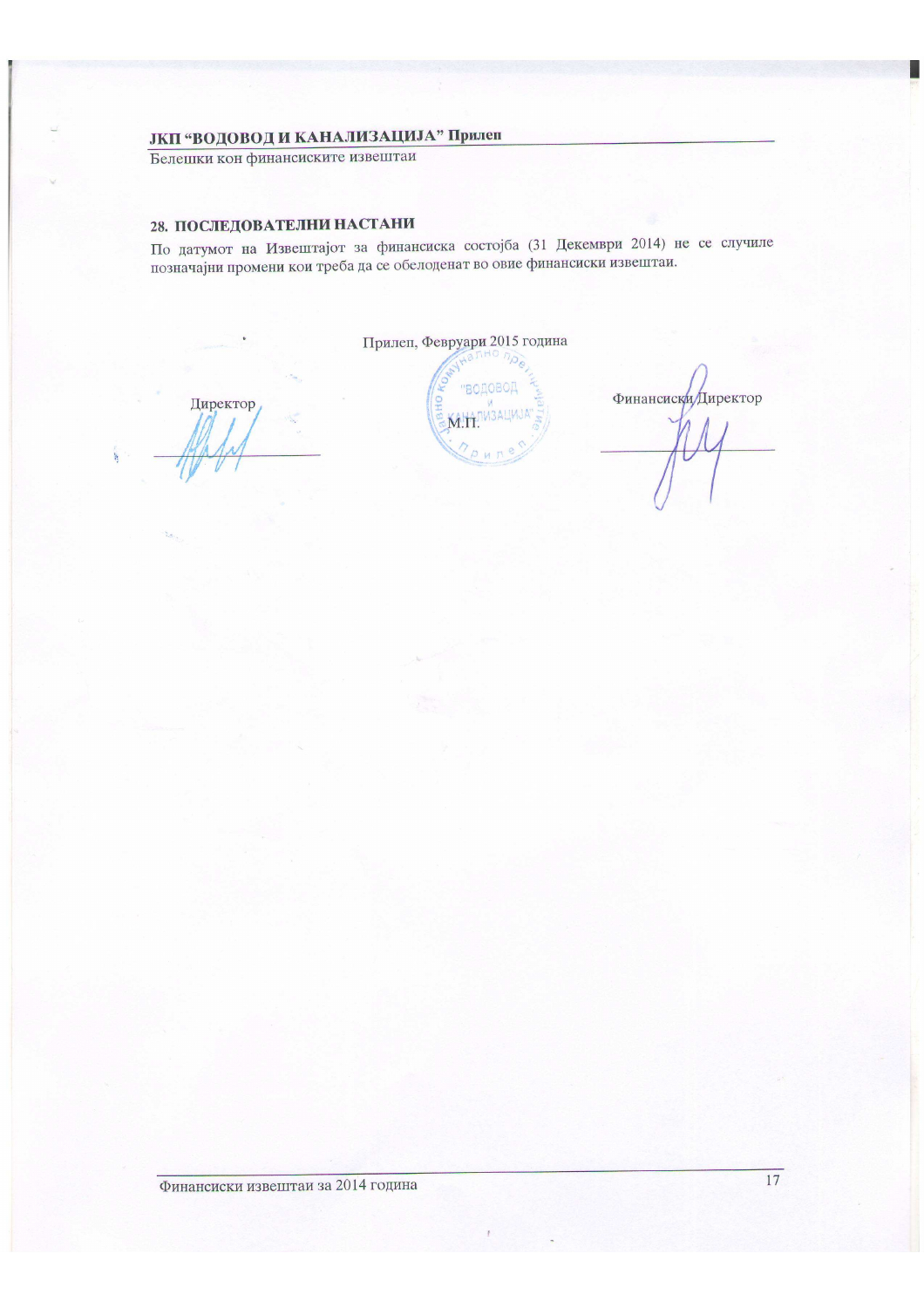## 28. ПОСЛЕДОВАТЕЛНИ НАСТАНИ

По датумот на Извештајот за финансиска состојба (31 Декември 2014) не се случиле позначајни промени кои треба да се обелоденат во овие финансиски извештаи.

Прилеп, Февруари 2015 година

Директор

М.П.

Финансиски Директор